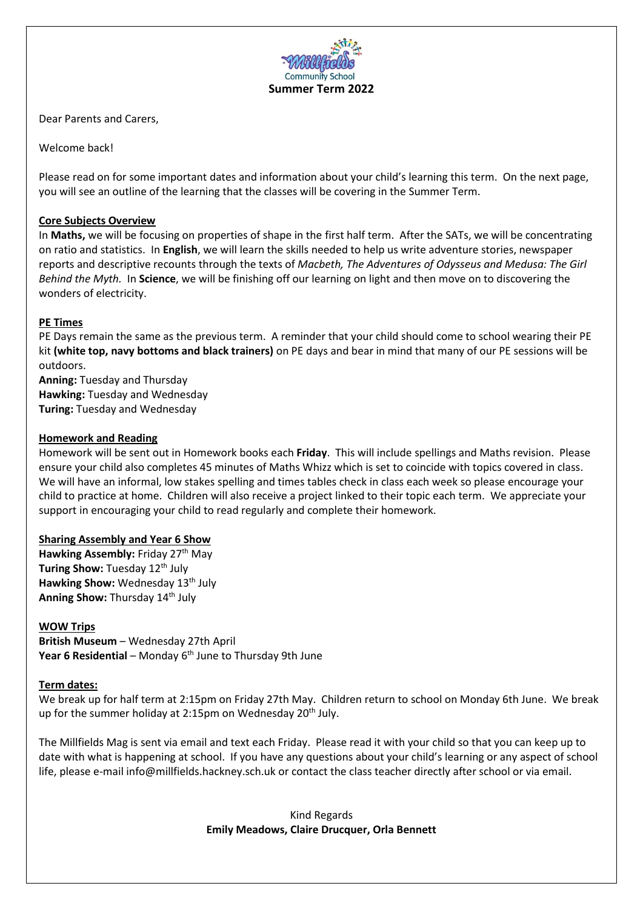Millfields Community School

**Summer Term 2022**

Dear Parents and Carers,

Welcome back!

Please read on for some important dates and information about your child's learning this term. On the next page, you will see an outline of the learning that the classes will be covering in the Summer Term.

**Core Subjects Overview**

In **Maths,** we will be focusing on properties of shape in the first half term. After the SATs, we will be concentrating on ratio and statistics. In **English**, we will learn the skills needed to help us write adventure stories, newspaper reports and descriptive recounts through the texts of *Macbeth, The Adventures of Odysseus and Medusa: The Girl Behind the Myth.* In **Science**, we will be finishing off our learning on light and then move on to discovering the wonders of electricity.

**PE Times**

PE Days remain the same as the previous term. A reminder that your child should come to school wearing their PE kit **(white top, navy bottoms and black trainers)** on PE days and bear in mind that many of our PE sessions will be outdoors.

**Anning:** Tuesday and Thursday
**Hawking:** Tuesday and Wednesday
**Turing:** Tuesday and Wednesday

**Homework and Reading**

Homework will be sent out in Homework books each **Friday**. This will include spellings and Maths revision. Please ensure your child also completes 45 minutes of Maths Whizz which is set to coincide with topics covered in class. We will have an informal, low stakes spelling and times tables check in class each week so please encourage your child to practice at home. Children will also receive a project linked to their topic each term. We appreciate your support in encouraging your child to read regularly and complete their homework.

**Sharing Assembly and Year 6 Show**

**Hawking Assembly:** Friday 27th May
**Turing Show:** Tuesday 12th July
**Hawking Show:** Wednesday 13th July
**Anning Show:** Thursday 14th July

**WOW Trips**

**British Museum** – Wednesday 27th April
**Year 6 Residential** – Monday 6th June to Thursday 9th June

**Term dates:**

We break up for half term at 2:15pm on Friday 27th May. Children return to school on Monday 6th June. We break up for the summer holiday at 2:15pm on Wednesday 20th July.

The Millfields Mag is sent via email and text each Friday. Please read it with your child so that you can keep up to date with what is happening at school. If you have any questions about your child's learning or any aspect of school life, please e-mail info@millfields.hackney.sch.uk or contact the class teacher directly after school or via email.

Kind Regards

**Emily Meadows, Claire Drucquer, Orla Bennett**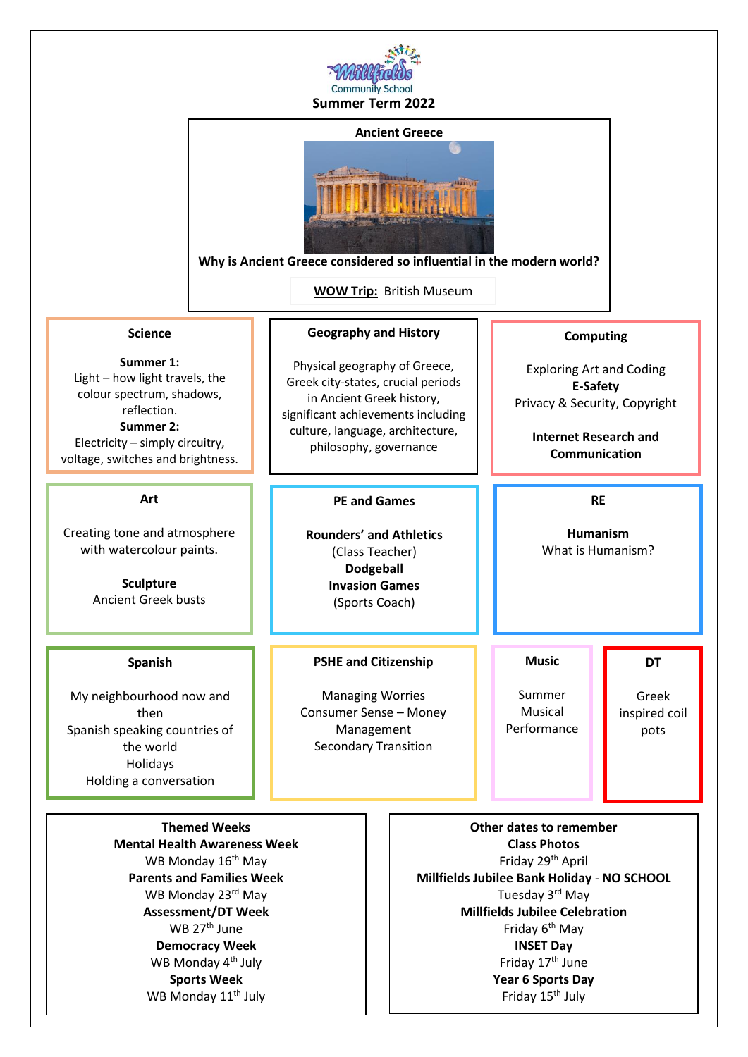Millfields Community School

# Summer Term 2022

## Ancient Greece

**Why is Ancient Greece considered so influential in the modern world?**

**WOW Trip:** British Museum

### Science

**Summer 1:**
Light – how light travels, the colour spectrum, shadows, reflection.
**Summer 2:**
Electricity – simply circuitry, voltage, switches and brightness.

### Geography and History

Physical geography of Greece, Greek city-states, crucial periods in Ancient Greek history, significant achievements including culture, language, architecture, philosophy, governance

### Computing

Exploring Art and Coding
**E-Safety**
Privacy & Security, Copyright

**Internet Research and Communication**

### Art

Creating tone and atmosphere with watercolour paints.

**Sculpture**
Ancient Greek busts

### PE and Games

**Rounders' and Athletics**
(Class Teacher)
**Dodgeball**
**Invasion Games**
(Sports Coach)

### RE

**Humanism**
What is Humanism?

### Spanish

My neighbourhood now and then
Spanish speaking countries of the world
Holidays
Holding a conversation

### PSHE and Citizenship

Managing Worries
Consumer Sense – Money Management
Secondary Transition

### Music

Summer Musical Performance

### DT

Greek inspired coil pots

### Themed Weeks

**Mental Health Awareness Week**
WB Monday 16th May
**Parents and Families Week**
WB Monday 23rd May
**Assessment/DT Week**
WB 27th June
**Democracy Week**
WB Monday 4th July
**Sports Week**
WB Monday 11th July

### Other dates to remember

**Class Photos**
Friday 29th April
**Millfields Jubilee Bank Holiday - NO SCHOOL**
Tuesday 3rd May
**Millfields Jubilee Celebration**
Friday 6th May
**INSET Day**
Friday 17th June
**Year 6 Sports Day**
Friday 15th July